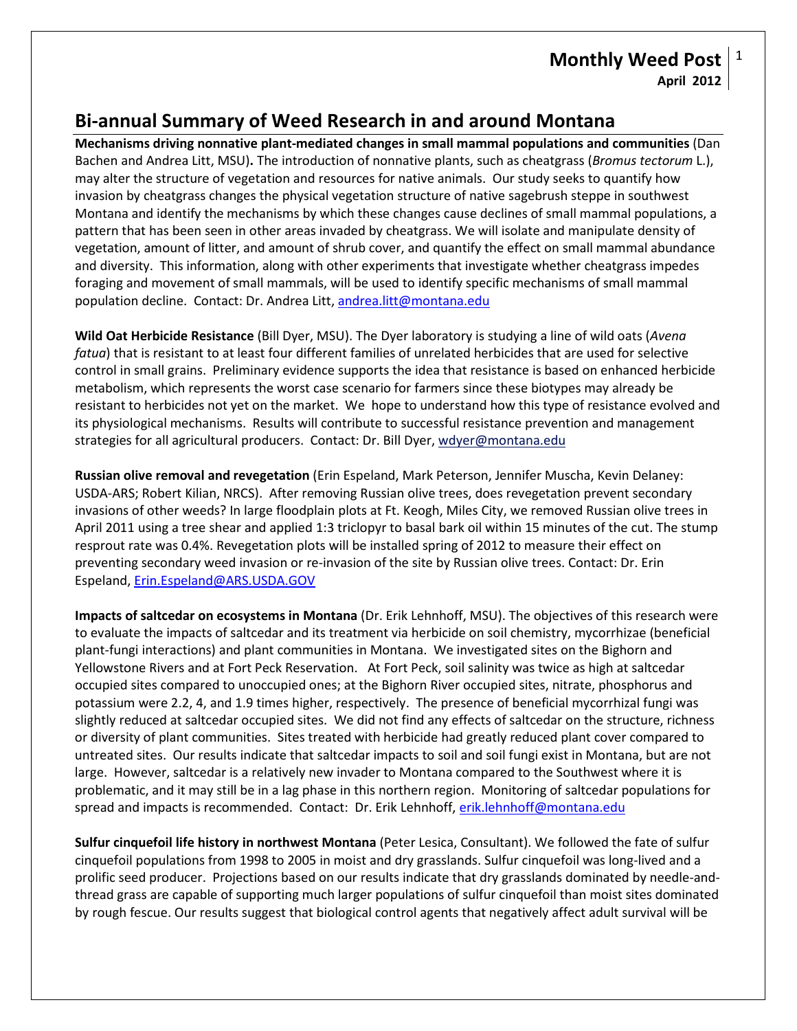# Bi-annual Summary of Weed Research in and around Montana

**Mechanisms driving nonnative plant-mediated changes in small mammal populations and communities** (Dan Bachen and Andrea Litt, MSU)**.** The introduction of nonnative plants, such as cheatgrass (*Bromus tectorum* L.), may alter the structure of vegetation and resources for native animals. Our study seeks to quantify how invasion by cheatgrass changes the physical vegetation structure of native sagebrush steppe in southwest Montana and identify the mechanisms by which these changes cause declines of small mammal populations, a pattern that has been seen in other areas invaded by cheatgrass. We will isolate and manipulate density of vegetation, amount of litter, and amount of shrub cover, and quantify the effect on small mammal abundance and diversity. This information, along with other experiments that investigate whether cheatgrass impedes foraging and movement of small mammals, will be used to identify specific mechanisms of small mammal population decline. Contact: Dr. Andrea Litt, andrea.litt@montana.edu

**Wild Oat Herbicide Resistance** (Bill Dyer, MSU). The Dyer laboratory is studying a line of wild oats (*Avena fatua*) that is resistant to at least four different families of unrelated herbicides that are used for selective control in small grains. Preliminary evidence supports the idea that resistance is based on enhanced herbicide metabolism, which represents the worst case scenario for farmers since these biotypes may already be resistant to herbicides not yet on the market. We hope to understand how this type of resistance evolved and its physiological mechanisms. Results will contribute to successful resistance prevention and management strategies for all agricultural producers. Contact: Dr. Bill Dyer, wdyer@montana.edu

**Russian olive removal and revegetation** (Erin Espeland, Mark Peterson, Jennifer Muscha, Kevin Delaney: USDA-ARS; Robert Kilian, NRCS). After removing Russian olive trees, does revegetation prevent secondary invasions of other weeds? In large floodplain plots at Ft. Keogh, Miles City, we removed Russian olive trees in April 2011 using a tree shear and applied 1:3 triclopyr to basal bark oil within 15 minutes of the cut. The stump resprout rate was 0.4%. Revegetation plots will be installed spring of 2012 to measure their effect on preventing secondary weed invasion or re-invasion of the site by Russian olive trees. Contact: Dr. Erin Espeland, Erin.Espeland@ARS.USDA.GOV

**Impacts of saltcedar on ecosystems in Montana** (Dr. Erik Lehnhoff, MSU). The objectives of this research were to evaluate the impacts of saltcedar and its treatment via herbicide on soil chemistry, mycorrhizae (beneficial plant-fungi interactions) and plant communities in Montana. We investigated sites on the Bighorn and Yellowstone Rivers and at Fort Peck Reservation. At Fort Peck, soil salinity was twice as high at saltcedar occupied sites compared to unoccupied ones; at the Bighorn River occupied sites, nitrate, phosphorus and potassium were 2.2, 4, and 1.9 times higher, respectively. The presence of beneficial mycorrhizal fungi was slightly reduced at saltcedar occupied sites. We did not find any effects of saltcedar on the structure, richness or diversity of plant communities. Sites treated with herbicide had greatly reduced plant cover compared to untreated sites. Our results indicate that saltcedar impacts to soil and soil fungi exist in Montana, but are not large. However, saltcedar is a relatively new invader to Montana compared to the Southwest where it is problematic, and it may still be in a lag phase in this northern region. Monitoring of saltcedar populations for spread and impacts is recommended. Contact: Dr. Erik Lehnhoff, erik.lehnhoff@montana.edu

**Sulfur cinquefoil life history in northwest Montana** (Peter Lesica, Consultant). We followed the fate of sulfur cinquefoil populations from 1998 to 2005 in moist and dry grasslands. Sulfur cinquefoil was long-lived and a prolific seed producer. Projections based on our results indicate that dry grasslands dominated by needle-and-thread grass are capable of supporting much larger populations of sulfur cinquefoil than moist sites dominated by rough fescue. Our results suggest that biological control agents that negatively affect adult survival will be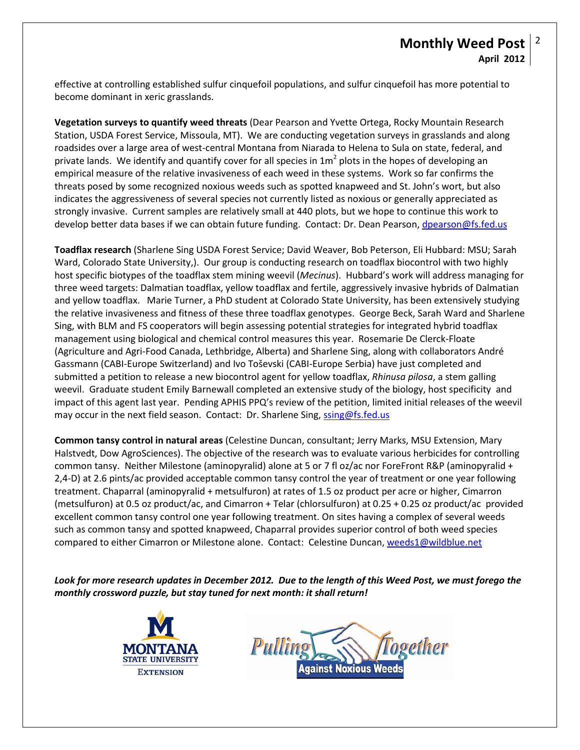effective at controlling established sulfur cinquefoil populations, and sulfur cinquefoil has more potential to become dominant in xeric grasslands.

**Vegetation surveys to quantify weed threats** (Dear Pearson and Yvette Ortega, Rocky Mountain Research Station, USDA Forest Service, Missoula, MT). We are conducting vegetation surveys in grasslands and along roadsides over a large area of west-central Montana from Niarada to Helena to Sula on state, federal, and private lands. We identify and quantify cover for all species in $1m^2$ plots in the hopes of developing an empirical measure of the relative invasiveness of each weed in these systems. Work so far confirms the threats posed by some recognized noxious weeds such as spotted knapweed and St. John's wort, but also indicates the aggressiveness of several species not currently listed as noxious or generally appreciated as strongly invasive. Current samples are relatively small at 440 plots, but we hope to continue this work to develop better data bases if we can obtain future funding. Contact: Dr. Dean Pearson, dpearson@fs.fed.us

**Toadflax research** (Sharlene Sing USDA Forest Service; David Weaver, Bob Peterson, Eli Hubbard: MSU; Sarah Ward, Colorado State University,). Our group is conducting research on toadflax biocontrol with two highly host specific biotypes of the toadflax stem mining weevil (*Mecinus*). Hubbard's work will address managing for three weed targets: Dalmatian toadflax, yellow toadflax and fertile, aggressively invasive hybrids of Dalmatian and yellow toadflax. Marie Turner, a PhD student at Colorado State University, has been extensively studying the relative invasiveness and fitness of these three toadflax genotypes. George Beck, Sarah Ward and Sharlene Sing, with BLM and FS cooperators will begin assessing potential strategies for integrated hybrid toadflax management using biological and chemical control measures this year. Rosemarie De Clerck-Floate (Agriculture and Agri-Food Canada, Lethbridge, Alberta) and Sharlene Sing, along with collaborators André Gassmann (CABI-Europe Switzerland) and Ivo Toševski (CABI-Europe Serbia) have just completed and submitted a petition to release a new biocontrol agent for yellow toadflax, *Rhinusa pilosa*, a stem galling weevil. Graduate student Emily Barnewall completed an extensive study of the biology, host specificity and impact of this agent last year. Pending APHIS PPQ's review of the petition, limited initial releases of the weevil may occur in the next field season. Contact: Dr. Sharlene Sing, ssing@fs.fed.us

**Common tansy control in natural areas** (Celestine Duncan, consultant; Jerry Marks, MSU Extension, Mary Halstvedt, Dow AgroSciences). The objective of the research was to evaluate various herbicides for controlling common tansy. Neither Milestone (aminopyralid) alone at 5 or 7 fl oz/ac nor ForeFront R&P (aminopyralid + 2,4-D) at 2.6 pints/ac provided acceptable common tansy control the year of treatment or one year following treatment. Chaparral (aminopyralid + metsulfuron) at rates of 1.5 oz product per acre or higher, Cimarron (metsulfuron) at 0.5 oz product/ac, and Cimarron + Telar (chlorsulfuron) at 0.25 + 0.25 oz product/ac provided excellent common tansy control one year following treatment. On sites having a complex of several weeds such as common tansy and spotted knapweed, Chaparral provides superior control of both weed species compared to either Cimarron or Milestone alone. Contact: Celestine Duncan, weeds1@wildblue.net

***Look for more research updates in December 2012. Due to the length of this Weed Post, we must forego the monthly crossword puzzle, but stay tuned for next month: it shall return!***

MONTANA STATE UNIVERSITY EXTENSION

Pulling Together Against Noxious Weeds